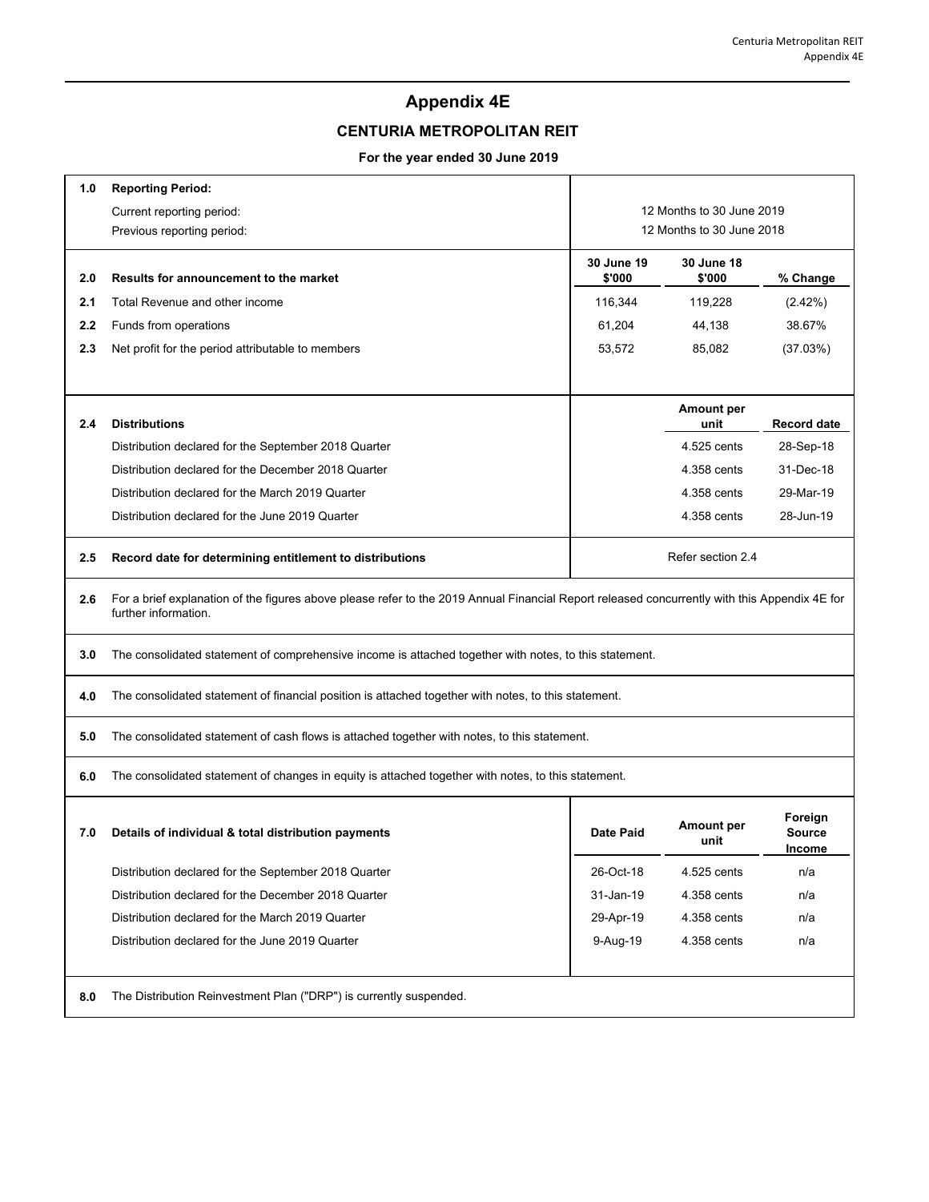# Appendix 4E

## CENTURIA METROPOLITAN REIT

### For the year ended 30 June 2019

| | | | | |
|---|---|---|---|---|
| **1.0** | **Reporting Period:** | | | |
| | Current reporting period: | 12 Months to 30 June 2019 | | |
| | Previous reporting period: | 12 Months to 30 June 2018 | | |
| **2.0** | **Results for announcement to the market** | **30 June 19 $'000** | **30 June 18 $'000** | **% Change** |
| **2.1** | Total Revenue and other income | 116,344 | 119,228 | (2.42%) |
| **2.2** | Funds from operations | 61,204 | 44,138 | 38.67% |
| **2.3** | Net profit for the period attributable to members | 53,572 | 85,082 | (37.03%) |

| | | | |
|---|---|---|---|
| **2.4** | **Distributions** | **Amount per unit** | **Record date** |
| | Distribution declared for the September 2018 Quarter | 4.525 cents | 28-Sep-18 |
| | Distribution declared for the December 2018 Quarter | 4.358 cents | 31-Dec-18 |
| | Distribution declared for the March 2019 Quarter | 4.358 cents | 29-Mar-19 |
| | Distribution declared for the June 2019 Quarter | 4.358 cents | 28-Jun-19 |
| **2.5** | **Record date for determining entitlement to distributions** | Refer section 2.4 | |

**2.6** For a brief explanation of the figures above please refer to the 2019 Annual Financial Report released concurrently with this Appendix 4E for further information.

**3.0** The consolidated statement of comprehensive income is attached together with notes, to this statement.

**4.0** The consolidated statement of financial position is attached together with notes, to this statement.

**5.0** The consolidated statement of cash flows is attached together with notes, to this statement.

**6.0** The consolidated statement of changes in equity is attached together with notes, to this statement.

| | | | | |
|---|---|---|---|---|
| **7.0** | **Details of individual & total distribution payments** | **Date Paid** | **Amount per unit** | **Foreign Source Income** |
| | Distribution declared for the September 2018 Quarter | 26-Oct-18 | 4.525 cents | n/a |
| | Distribution declared for the December 2018 Quarter | 31-Jan-19 | 4.358 cents | n/a |
| | Distribution declared for the March 2019 Quarter | 29-Apr-19 | 4.358 cents | n/a |
| | Distribution declared for the June 2019 Quarter | 9-Aug-19 | 4.358 cents | n/a |

**8.0** The Distribution Reinvestment Plan ("DRP") is currently suspended.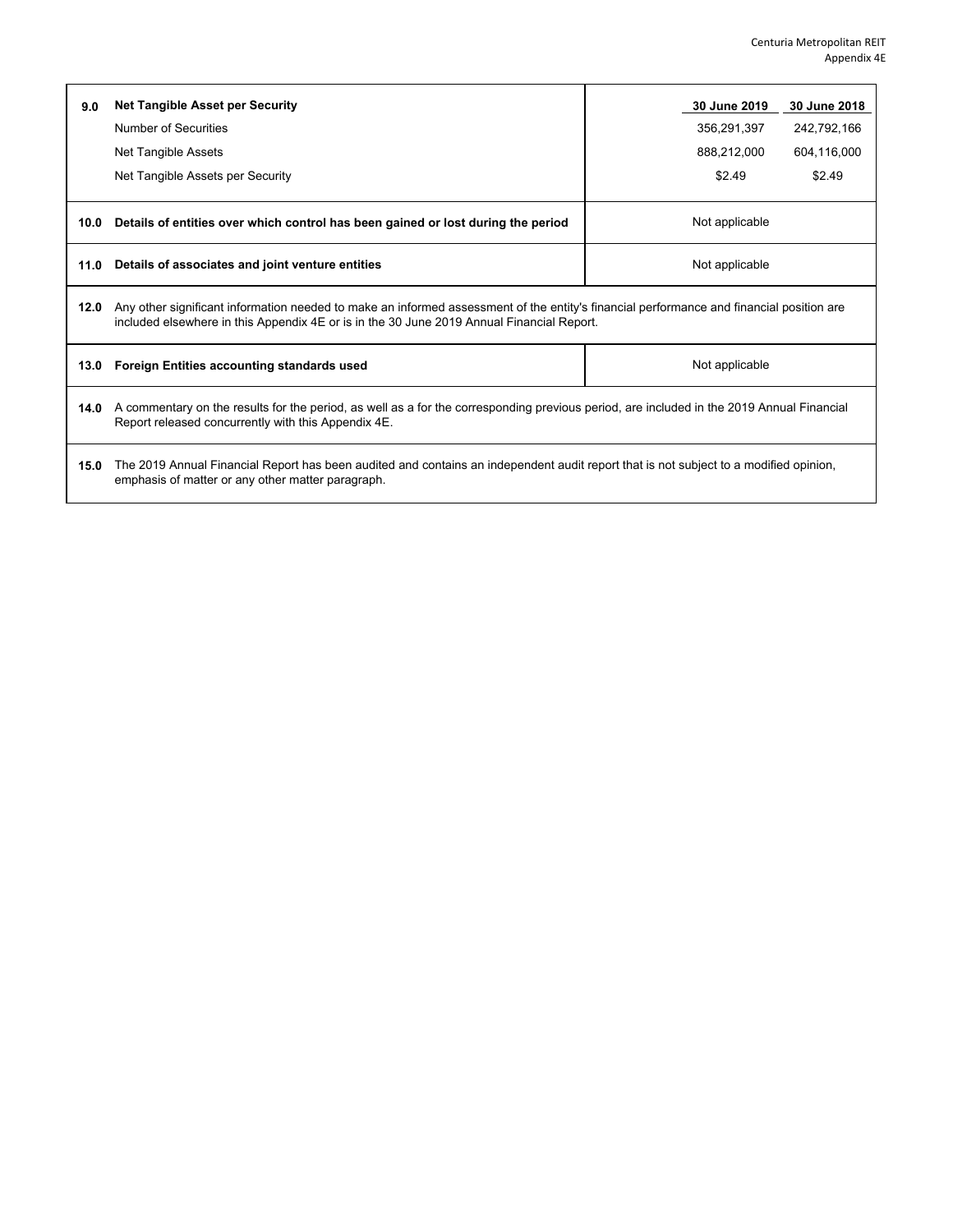| | | 30 June 2019 | 30 June 2018 |
|---|---|---|---|
| **9.0** | **Net Tangible Asset per Security** | | |
| | Number of Securities | 356,291,397 | 242,792,166 |
| | Net Tangible Assets | 888,212,000 | 604,116,000 |
| | Net Tangible Assets per Security | $2.49 | $2.49 |

| | | |
|---|---|---|
| **10.0** | **Details of entities over which control has been gained or lost during the period** | Not applicable |
| **11.0** | **Details of associates and joint venture entities** | Not applicable |

**12.0** Any other significant information needed to make an informed assessment of the entity's financial performance and financial position are included elsewhere in this Appendix 4E or is in the 30 June 2019 Annual Financial Report.

| | | |
|---|---|---|
| **13.0** | **Foreign Entities accounting standards used** | Not applicable |

**14.0** A commentary on the results for the period, as well as a for the corresponding previous period, are included in the 2019 Annual Financial Report released concurrently with this Appendix 4E.

**15.0** The 2019 Annual Financial Report has been audited and contains an independent audit report that is not subject to a modified opinion, emphasis of matter or any other matter paragraph.